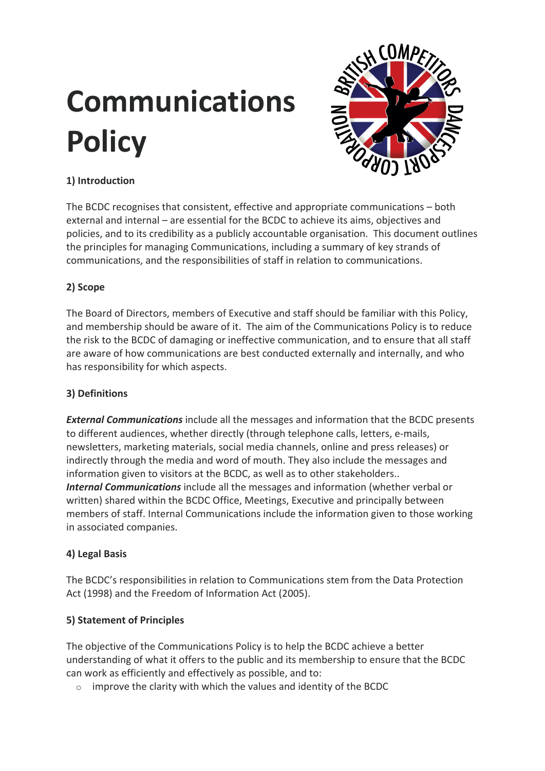# Communications Policy

## 1) Introduction

The BCDC recognises that consistent, effective and appropriate communications – both external and internal – are essential for the BCDC to achieve its aims, objectives and policies, and to its credibility as a publicly accountable organisation. This document outlines the principles for managing Communications, including a summary of key strands of communications, and the responsibilities of staff in relation to communications.

## 2) Scope

The Board of Directors, members of Executive and staff should be familiar with this Policy, and membership should be aware of it. The aim of the Communications Policy is to reduce the risk to the BCDC of damaging or ineffective communication, and to ensure that all staff are aware of how communications are best conducted externally and internally, and who has responsibility for which aspects.

## 3) Definitions

***External Communications*** include all the messages and information that the BCDC presents to different audiences, whether directly (through telephone calls, letters, e-mails, newsletters, marketing materials, social media channels, online and press releases) or indirectly through the media and word of mouth. They also include the messages and information given to visitors at the BCDC, as well as to other stakeholders..
***Internal Communications*** include all the messages and information (whether verbal or written) shared within the BCDC Office, Meetings, Executive and principally between members of staff. Internal Communications include the information given to those working in associated companies.

## 4) Legal Basis

The BCDC's responsibilities in relation to Communications stem from the Data Protection Act (1998) and the Freedom of Information Act (2005).

## 5) Statement of Principles

The objective of the Communications Policy is to help the BCDC achieve a better understanding of what it offers to the public and its membership to ensure that the BCDC can work as efficiently and effectively as possible, and to:

- improve the clarity with which the values and identity of the BCDC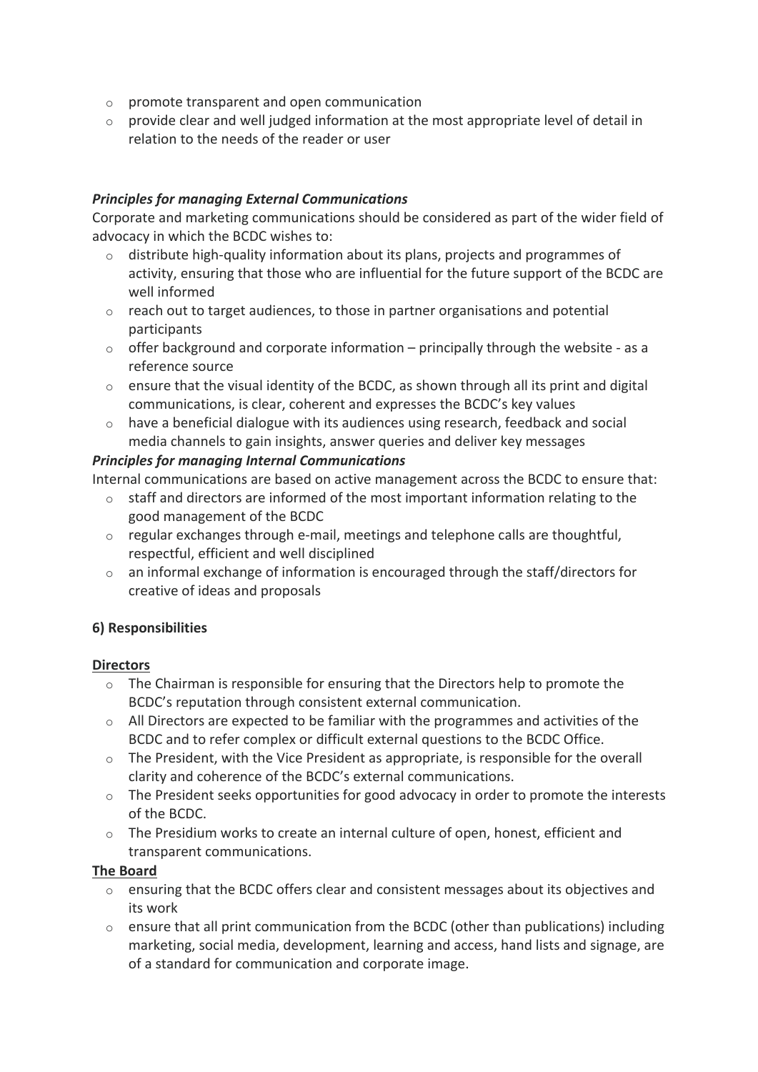- promote transparent and open communication
- provide clear and well judged information at the most appropriate level of detail in relation to the needs of the reader or user

***Principles for managing External Communications***

Corporate and marketing communications should be considered as part of the wider field of advocacy in which the BCDC wishes to:

- distribute high-quality information about its plans, projects and programmes of activity, ensuring that those who are influential for the future support of the BCDC are well informed
- reach out to target audiences, to those in partner organisations and potential participants
- offer background and corporate information – principally through the website - as a reference source
- ensure that the visual identity of the BCDC, as shown through all its print and digital communications, is clear, coherent and expresses the BCDC's key values
- have a beneficial dialogue with its audiences using research, feedback and social media channels to gain insights, answer queries and deliver key messages

***Principles for managing Internal Communications***

Internal communications are based on active management across the BCDC to ensure that:

- staff and directors are informed of the most important information relating to the good management of the BCDC
- regular exchanges through e-mail, meetings and telephone calls are thoughtful, respectful, efficient and well disciplined
- an informal exchange of information is encouraged through the staff/directors for creative of ideas and proposals

**6) Responsibilities**

**Directors**

- The Chairman is responsible for ensuring that the Directors help to promote the BCDC's reputation through consistent external communication.
- All Directors are expected to be familiar with the programmes and activities of the BCDC and to refer complex or difficult external questions to the BCDC Office.
- The President, with the Vice President as appropriate, is responsible for the overall clarity and coherence of the BCDC's external communications.
- The President seeks opportunities for good advocacy in order to promote the interests of the BCDC.
- The Presidium works to create an internal culture of open, honest, efficient and transparent communications.

**The Board**

- ensuring that the BCDC offers clear and consistent messages about its objectives and its work
- ensure that all print communication from the BCDC (other than publications) including marketing, social media, development, learning and access, hand lists and signage, are of a standard for communication and corporate image.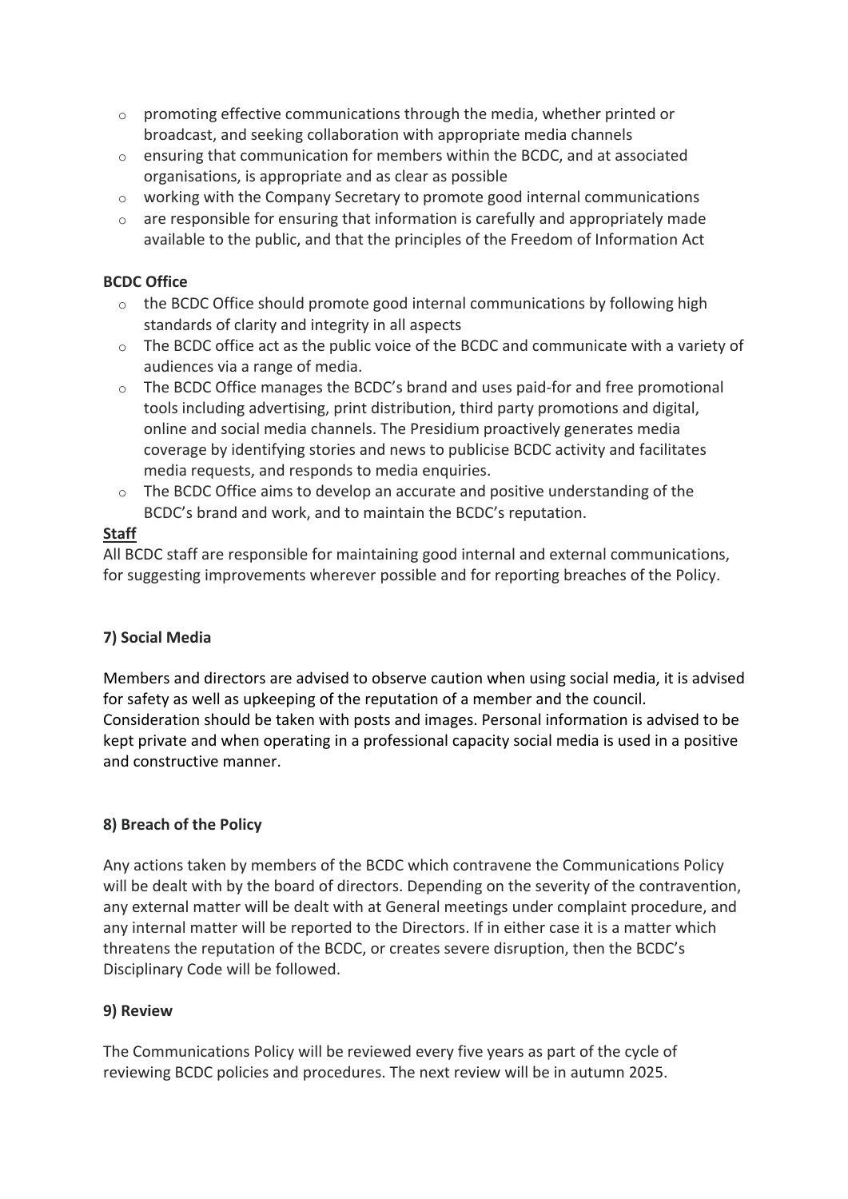- promoting effective communications through the media, whether printed or broadcast, and seeking collaboration with appropriate media channels
- ensuring that communication for members within the BCDC, and at associated organisations, is appropriate and as clear as possible
- working with the Company Secretary to promote good internal communications
- are responsible for ensuring that information is carefully and appropriately made available to the public, and that the principles of the Freedom of Information Act

**BCDC Office**

- the BCDC Office should promote good internal communications by following high standards of clarity and integrity in all aspects
- The BCDC office act as the public voice of the BCDC and communicate with a variety of audiences via a range of media.
- The BCDC Office manages the BCDC's brand and uses paid-for and free promotional tools including advertising, print distribution, third party promotions and digital, online and social media channels. The Presidium proactively generates media coverage by identifying stories and news to publicise BCDC activity and facilitates media requests, and responds to media enquiries.
- The BCDC Office aims to develop an accurate and positive understanding of the BCDC's brand and work, and to maintain the BCDC's reputation.

**Staff**

All BCDC staff are responsible for maintaining good internal and external communications, for suggesting improvements wherever possible and for reporting breaches of the Policy.

## 7) Social Media

Members and directors are advised to observe caution when using social media, it is advised for safety as well as upkeeping of the reputation of a member and the council. Consideration should be taken with posts and images. Personal information is advised to be kept private and when operating in a professional capacity social media is used in a positive and constructive manner.

## 8) Breach of the Policy

Any actions taken by members of the BCDC which contravene the Communications Policy will be dealt with by the board of directors. Depending on the severity of the contravention, any external matter will be dealt with at General meetings under complaint procedure, and any internal matter will be reported to the Directors. If in either case it is a matter which threatens the reputation of the BCDC, or creates severe disruption, then the BCDC's Disciplinary Code will be followed.

## 9) Review

The Communications Policy will be reviewed every five years as part of the cycle of reviewing BCDC policies and procedures. The next review will be in autumn 2025.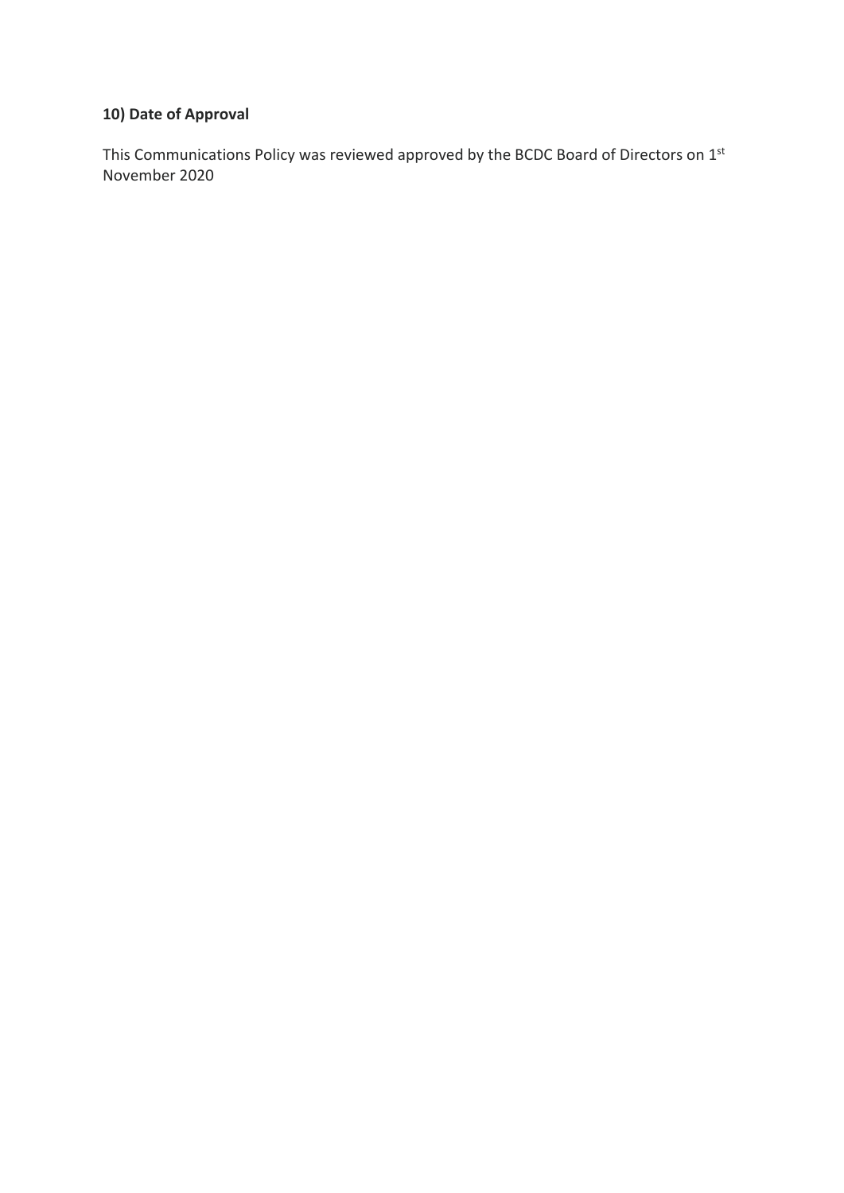**10) Date of Approval**

This Communications Policy was reviewed approved by the BCDC Board of Directors on 1st November 2020